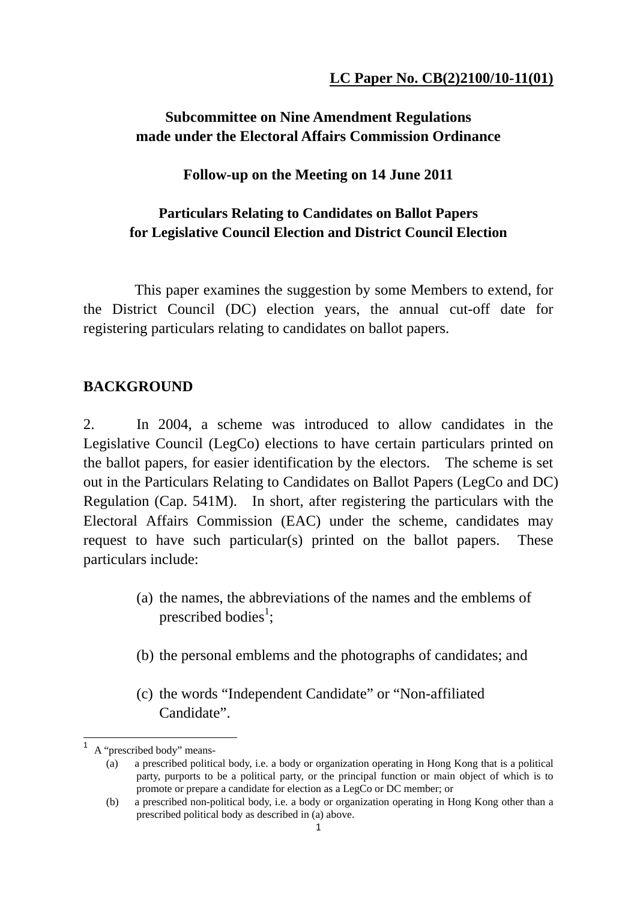**LC Paper No. CB(2)2100/10-11(01)**

# Subcommittee on Nine Amendment Regulations made under the Electoral Affairs Commission Ordinance

## Follow-up on the Meeting on 14 June 2011

## Particulars Relating to Candidates on Ballot Papers for Legislative Council Election and District Council Election

This paper examines the suggestion by some Members to extend, for the District Council (DC) election years, the annual cut-off date for registering particulars relating to candidates on ballot papers.

## BACKGROUND

2. In 2004, a scheme was introduced to allow candidates in the Legislative Council (LegCo) elections to have certain particulars printed on the ballot papers, for easier identification by the electors. The scheme is set out in the Particulars Relating to Candidates on Ballot Papers (LegCo and DC) Regulation (Cap. 541M). In short, after registering the particulars with the Electoral Affairs Commission (EAC) under the scheme, candidates may request to have such particular(s) printed on the ballot papers. These particulars include:

(a) the names, the abbreviations of the names and the emblems of prescribed bodies[1];

(b) the personal emblems and the photographs of candidates; and

(c) the words “Independent Candidate” or “Non-affiliated Candidate”.

---

[1] A “prescribed body” means-

(a) a prescribed political body, i.e. a body or organization operating in Hong Kong that is a political party, purports to be a political party, or the principal function or main object of which is to promote or prepare a candidate for election as a LegCo or DC member; or

(b) a prescribed non-political body, i.e. a body or organization operating in Hong Kong other than a prescribed political body as described in (a) above.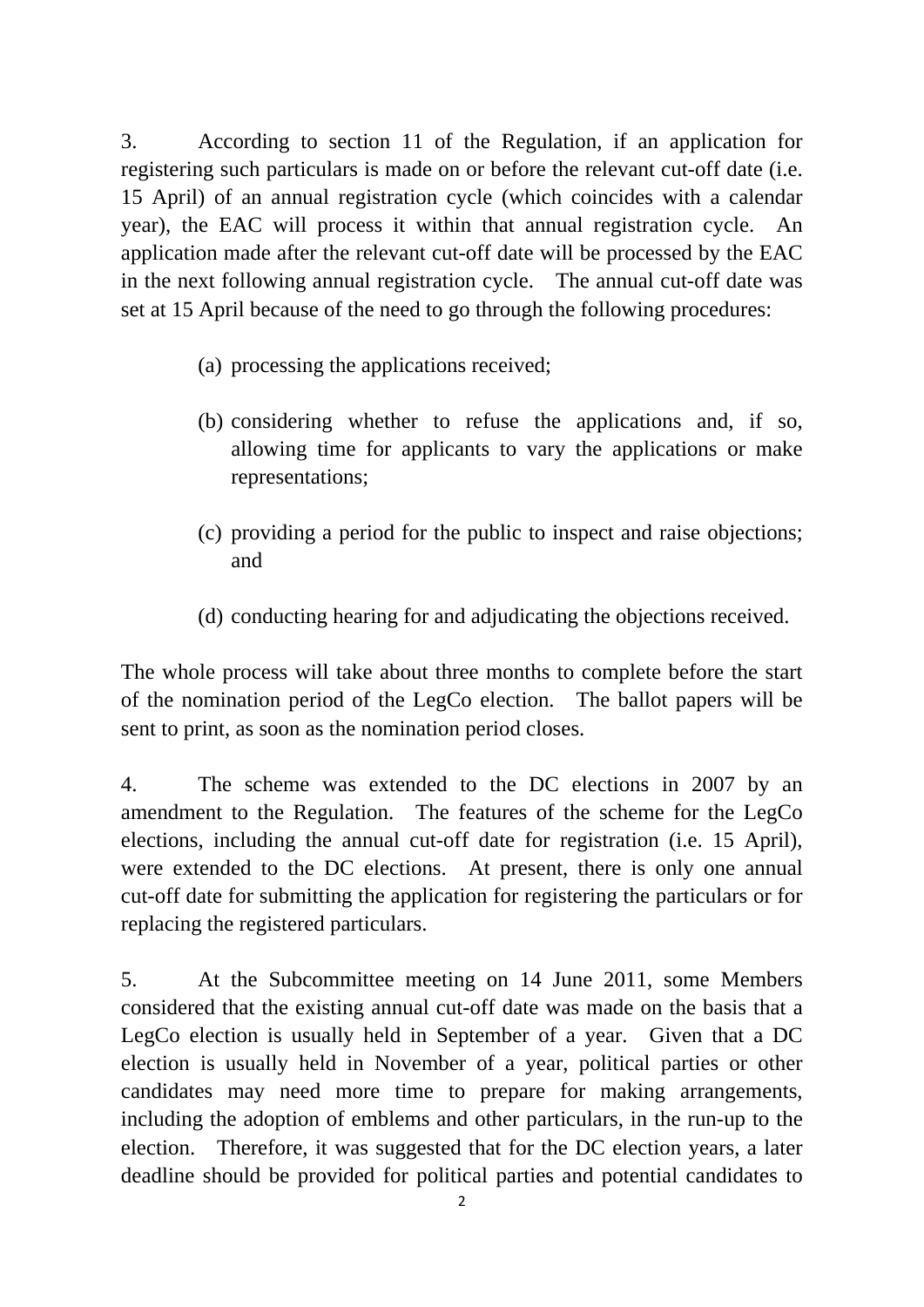3. According to section 11 of the Regulation, if an application for registering such particulars is made on or before the relevant cut-off date (i.e. 15 April) of an annual registration cycle (which coincides with a calendar year), the EAC will process it within that annual registration cycle. An application made after the relevant cut-off date will be processed by the EAC in the next following annual registration cycle. The annual cut-off date was set at 15 April because of the need to go through the following procedures:

(a) processing the applications received;

(b) considering whether to refuse the applications and, if so, allowing time for applicants to vary the applications or make representations;

(c) providing a period for the public to inspect and raise objections; and

(d) conducting hearing for and adjudicating the objections received.

The whole process will take about three months to complete before the start of the nomination period of the LegCo election. The ballot papers will be sent to print, as soon as the nomination period closes.

4. The scheme was extended to the DC elections in 2007 by an amendment to the Regulation. The features of the scheme for the LegCo elections, including the annual cut-off date for registration (i.e. 15 April), were extended to the DC elections. At present, there is only one annual cut-off date for submitting the application for registering the particulars or for replacing the registered particulars.

5. At the Subcommittee meeting on 14 June 2011, some Members considered that the existing annual cut-off date was made on the basis that a LegCo election is usually held in September of a year. Given that a DC election is usually held in November of a year, political parties or other candidates may need more time to prepare for making arrangements, including the adoption of emblems and other particulars, in the run-up to the election. Therefore, it was suggested that for the DC election years, a later deadline should be provided for political parties and potential candidates to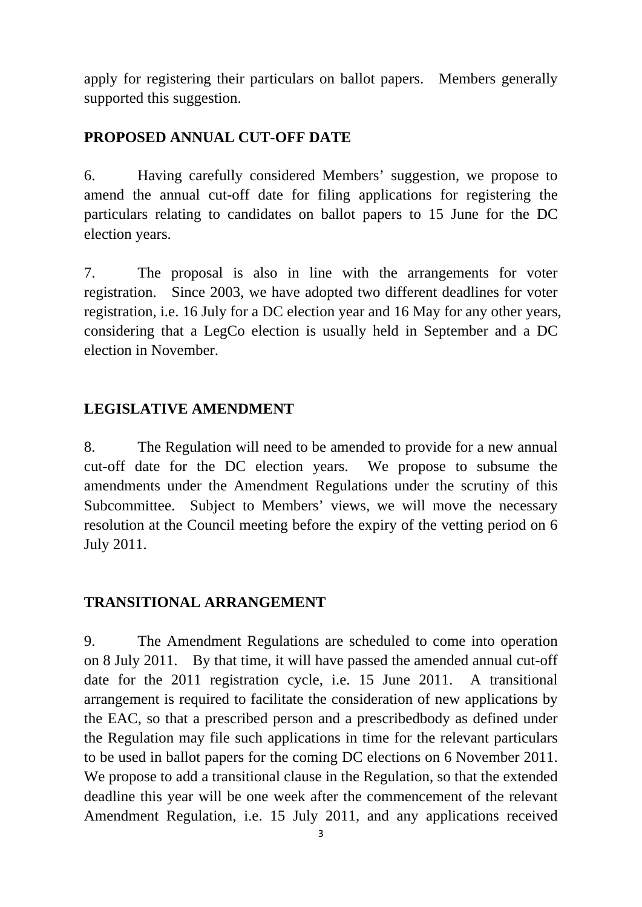apply for registering their particulars on ballot papers. Members generally supported this suggestion.

## PROPOSED ANNUAL CUT-OFF DATE

6. Having carefully considered Members' suggestion, we propose to amend the annual cut-off date for filing applications for registering the particulars relating to candidates on ballot papers to 15 June for the DC election years.

7. The proposal is also in line with the arrangements for voter registration. Since 2003, we have adopted two different deadlines for voter registration, i.e. 16 July for a DC election year and 16 May for any other years, considering that a LegCo election is usually held in September and a DC election in November.

## LEGISLATIVE AMENDMENT

8. The Regulation will need to be amended to provide for a new annual cut-off date for the DC election years. We propose to subsume the amendments under the Amendment Regulations under the scrutiny of this Subcommittee. Subject to Members' views, we will move the necessary resolution at the Council meeting before the expiry of the vetting period on 6 July 2011.

## TRANSITIONAL ARRANGEMENT

9. The Amendment Regulations are scheduled to come into operation on 8 July 2011. By that time, it will have passed the amended annual cut-off date for the 2011 registration cycle, i.e. 15 June 2011. A transitional arrangement is required to facilitate the consideration of new applications by the EAC, so that a prescribed person and a prescribedbody as defined under the Regulation may file such applications in time for the relevant particulars to be used in ballot papers for the coming DC elections on 6 November 2011. We propose to add a transitional clause in the Regulation, so that the extended deadline this year will be one week after the commencement of the relevant Amendment Regulation, i.e. 15 July 2011, and any applications received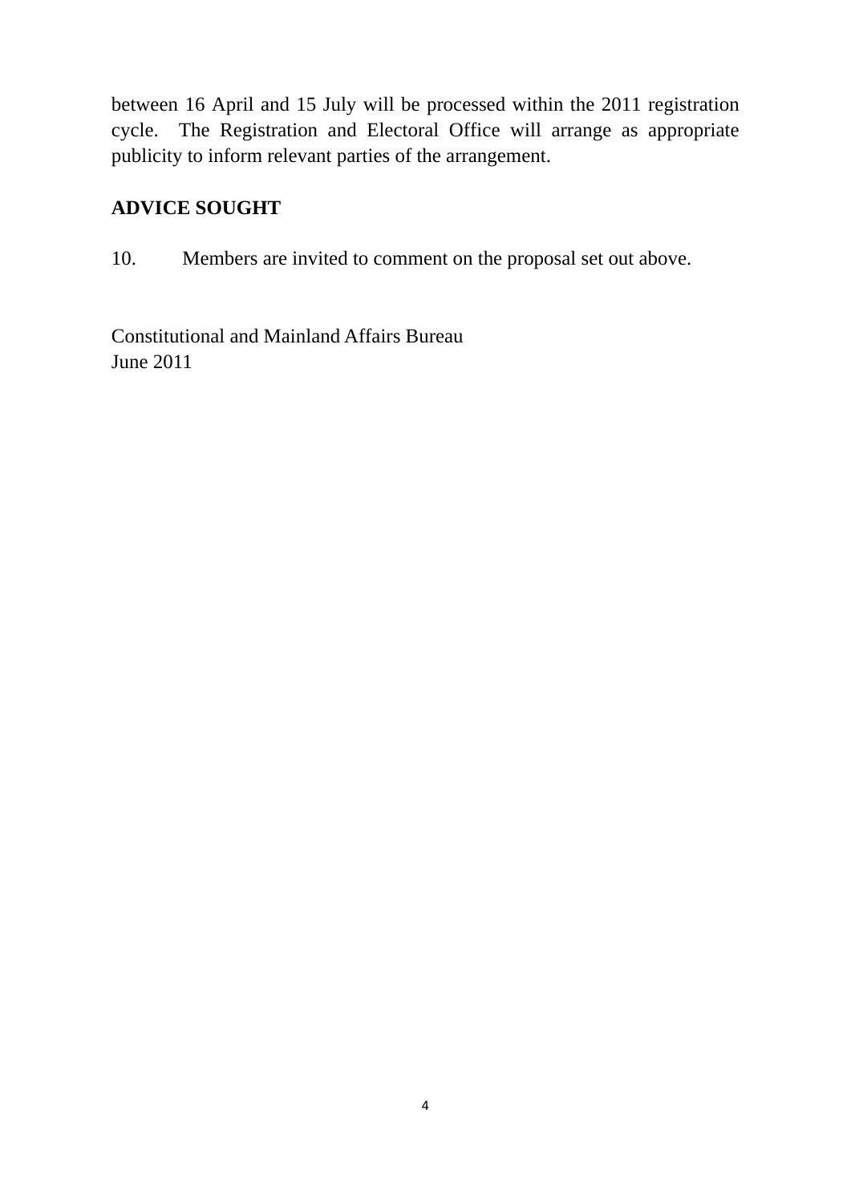between 16 April and 15 July will be processed within the 2011 registration cycle. The Registration and Electoral Office will arrange as appropriate publicity to inform relevant parties of the arrangement.

## ADVICE SOUGHT

10. Members are invited to comment on the proposal set out above.

Constitutional and Mainland Affairs Bureau
June 2011